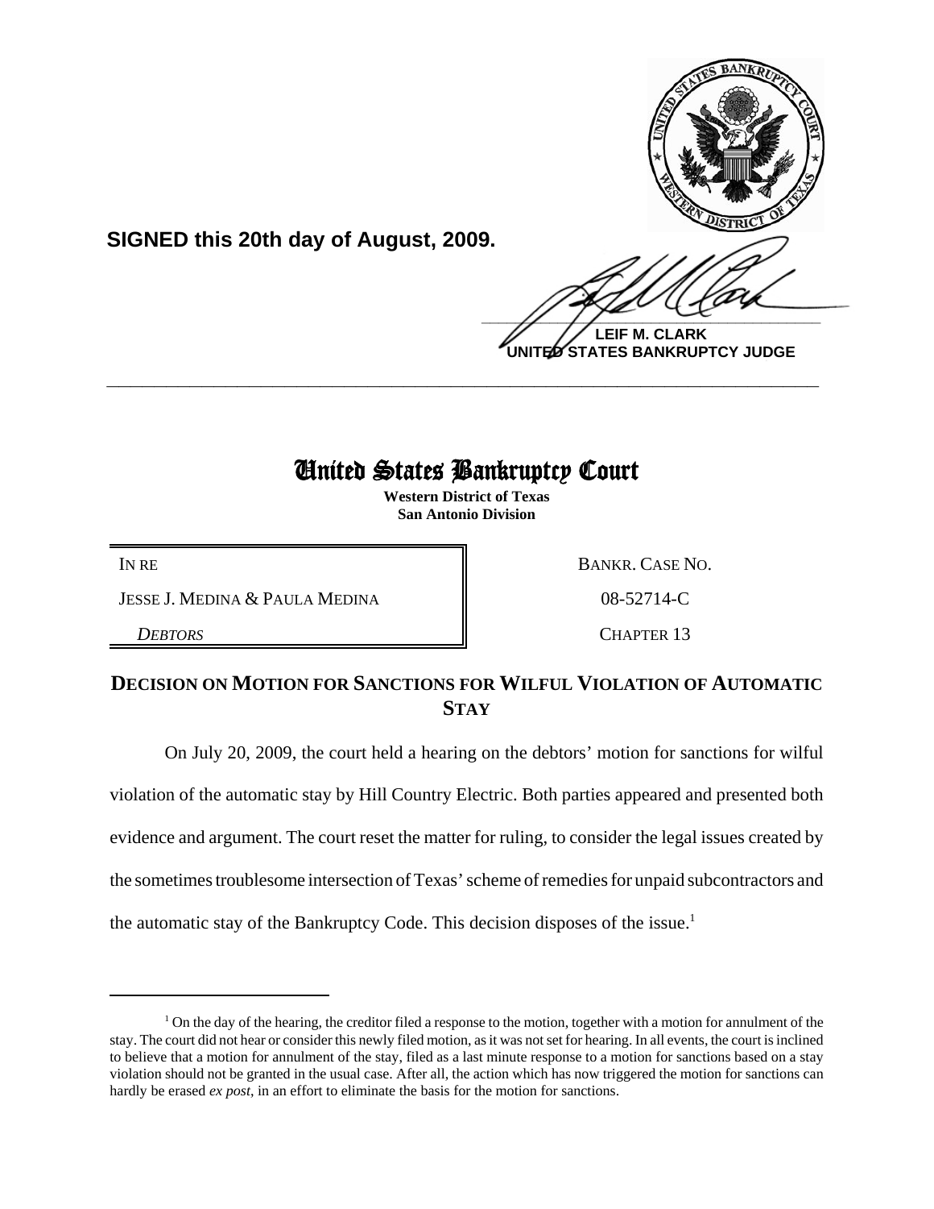**SIGNED this 20th day of August, 2009.**

**LEIF M. CLARK**
**UNITED STATES BANKRUPTCY JUDGE**

---

# United States Bankruptcy Court

**Western District of Texas**
**San Antonio Division**

| | |
|---|---|
| IN RE | BANKR. CASE NO. |
| JESSE J. MEDINA & PAULA MEDINA | 08-52714-C |
| *DEBTORS* | CHAPTER 13 |

## DECISION ON MOTION FOR SANCTIONS FOR WILFUL VIOLATION OF AUTOMATIC STAY

On July 20, 2009, the court held a hearing on the debtors' motion for sanctions for wilful violation of the automatic stay by Hill Country Electric. Both parties appeared and presented both evidence and argument. The court reset the matter for ruling, to consider the legal issues created by the sometimes troublesome intersection of Texas' scheme of remedies for unpaid subcontractors and the automatic stay of the Bankruptcy Code. This decision disposes of the issue.[1]

---

[1] On the day of the hearing, the creditor filed a response to the motion, together with a motion for annulment of the stay. The court did not hear or consider this newly filed motion, as it was not set for hearing. In all events, the court is inclined to believe that a motion for annulment of the stay, filed as a last minute response to a motion for sanctions based on a stay violation should not be granted in the usual case. After all, the action which has now triggered the motion for sanctions can hardly be erased *ex post*, in an effort to eliminate the basis for the motion for sanctions.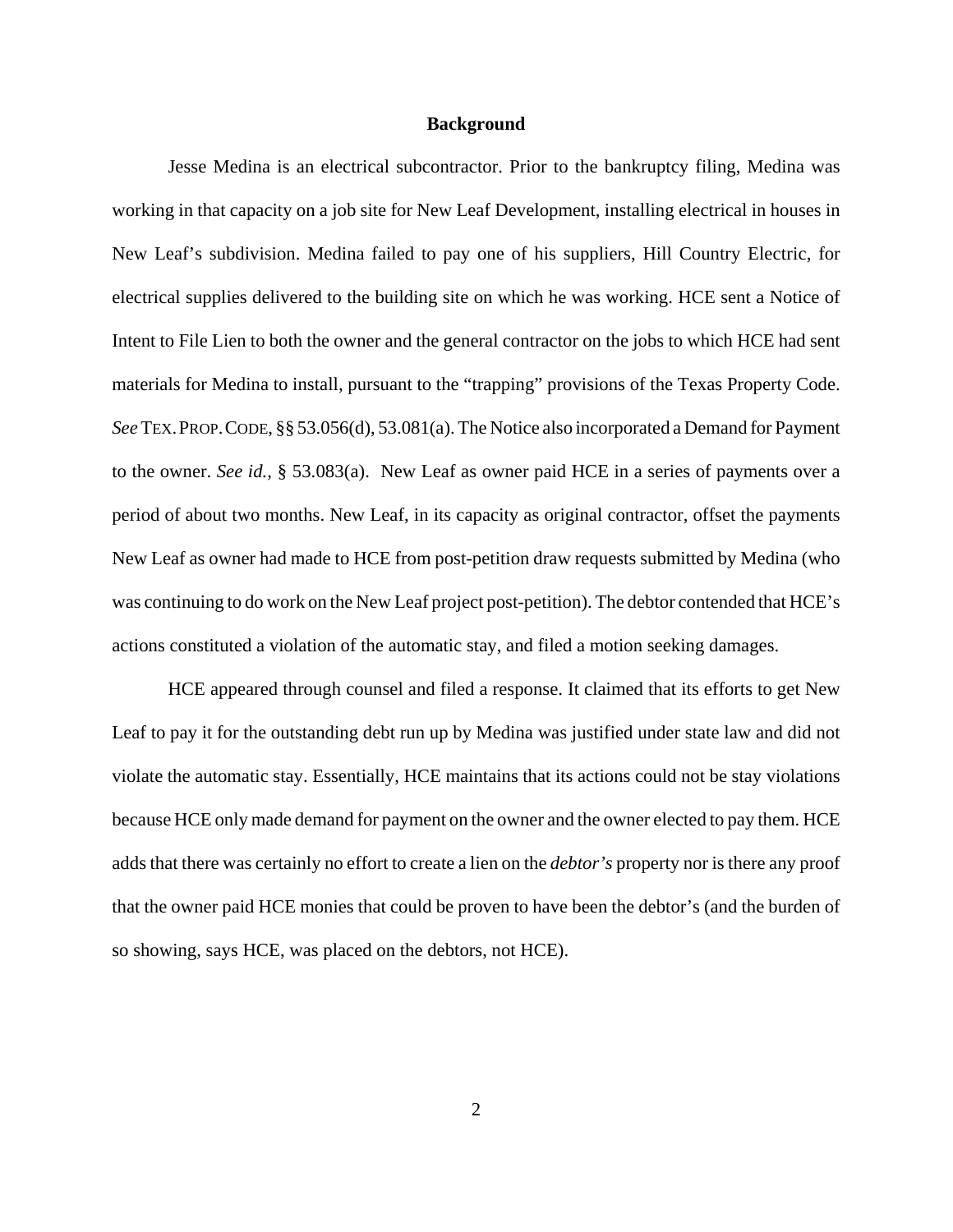## Background

Jesse Medina is an electrical subcontractor. Prior to the bankruptcy filing, Medina was working in that capacity on a job site for New Leaf Development, installing electrical in houses in New Leaf's subdivision. Medina failed to pay one of his suppliers, Hill Country Electric, for electrical supplies delivered to the building site on which he was working. HCE sent a Notice of Intent to File Lien to both the owner and the general contractor on the jobs to which HCE had sent materials for Medina to install, pursuant to the "trapping" provisions of the Texas Property Code. *See* TEX. PROP. CODE, §§ 53.056(d), 53.081(a). The Notice also incorporated a Demand for Payment to the owner. *See id.*, § 53.083(a). New Leaf as owner paid HCE in a series of payments over a period of about two months. New Leaf, in its capacity as original contractor, offset the payments New Leaf as owner had made to HCE from post-petition draw requests submitted by Medina (who was continuing to do work on the New Leaf project post-petition). The debtor contended that HCE's actions constituted a violation of the automatic stay, and filed a motion seeking damages.

HCE appeared through counsel and filed a response. It claimed that its efforts to get New Leaf to pay it for the outstanding debt run up by Medina was justified under state law and did not violate the automatic stay. Essentially, HCE maintains that its actions could not be stay violations because HCE only made demand for payment on the owner and the owner elected to pay them. HCE adds that there was certainly no effort to create a lien on the *debtor's* property nor is there any proof that the owner paid HCE monies that could be proven to have been the debtor's (and the burden of so showing, says HCE, was placed on the debtors, not HCE).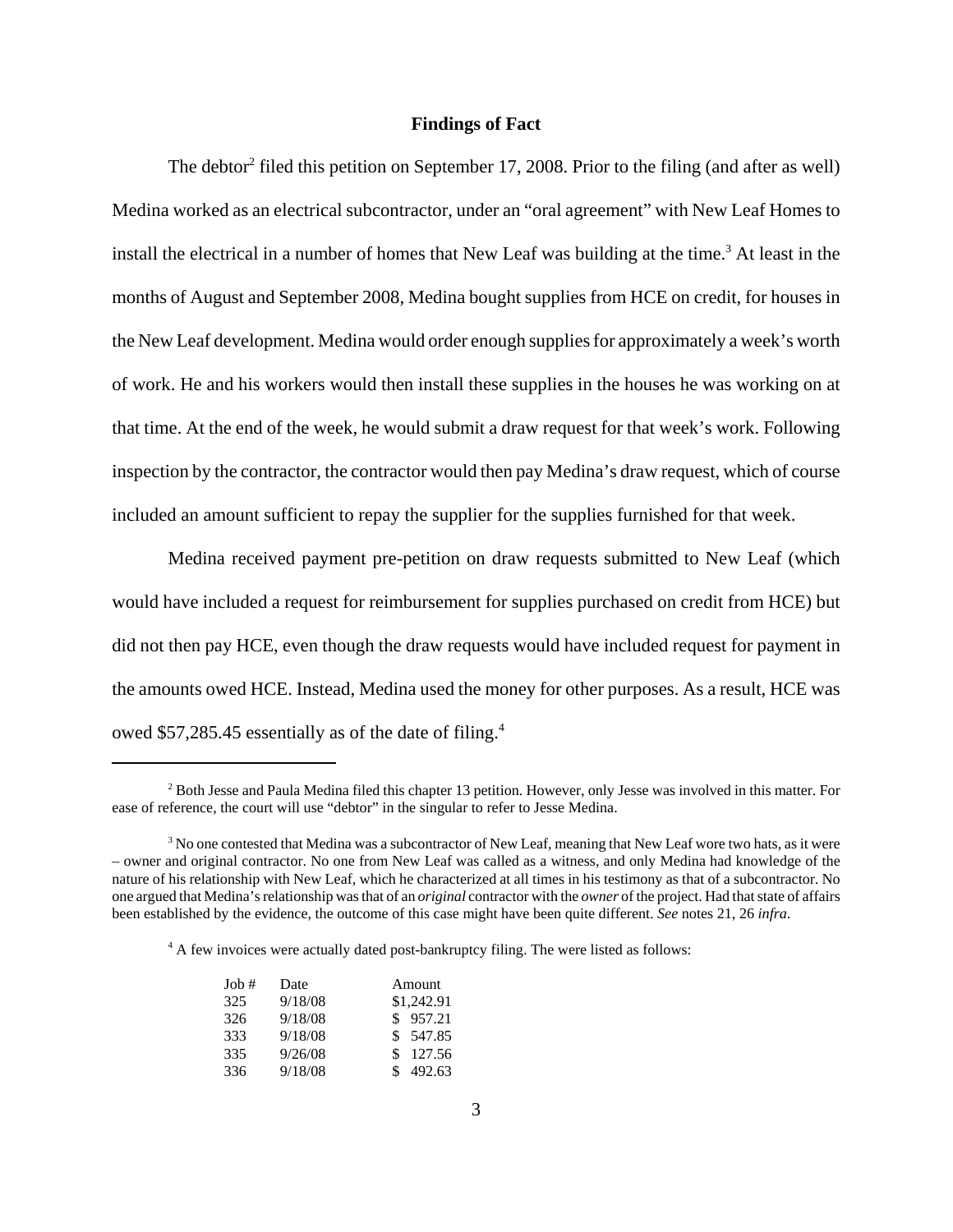## Findings of Fact

The debtor[2] filed this petition on September 17, 2008. Prior to the filing (and after as well) Medina worked as an electrical subcontractor, under an "oral agreement" with New Leaf Homes to install the electrical in a number of homes that New Leaf was building at the time.[3] At least in the months of August and September 2008, Medina bought supplies from HCE on credit, for houses in the New Leaf development. Medina would order enough supplies for approximately a week's worth of work. He and his workers would then install these supplies in the houses he was working on at that time. At the end of the week, he would submit a draw request for that week's work. Following inspection by the contractor, the contractor would then pay Medina's draw request, which of course included an amount sufficient to repay the supplier for the supplies furnished for that week.

Medina received payment pre-petition on draw requests submitted to New Leaf (which would have included a request for reimbursement for supplies purchased on credit from HCE) but did not then pay HCE, even though the draw requests would have included request for payment in the amounts owed HCE. Instead, Medina used the money for other purposes. As a result, HCE was owed $57,285.45 essentially as of the date of filing.[4]

---

[2] Both Jesse and Paula Medina filed this chapter 13 petition. However, only Jesse was involved in this matter. For ease of reference, the court will use "debtor" in the singular to refer to Jesse Medina.

[3] No one contested that Medina was a subcontractor of New Leaf, meaning that New Leaf wore two hats, as it were – owner and original contractor. No one from New Leaf was called as a witness, and only Medina had knowledge of the nature of his relationship with New Leaf, which he characterized at all times in his testimony as that of a subcontractor. No one argued that Medina's relationship was that of an *original* contractor with the *owner* of the project. Had that state of affairs been established by the evidence, the outcome of this case might have been quite different. *See* notes 21, 26 *infra*.

[4] A few invoices were actually dated post-bankruptcy filing. The were listed as follows:

| Job # | Date | Amount |
|---|---|---|
| 325 | 9/18/08 | $1,242.91 |
| 326 | 9/18/08 | $ 957.21 |
| 333 | 9/18/08 | $ 547.85 |
| 335 | 9/26/08 | $ 127.56 |
| 336 | 9/18/08 | $ 492.63 |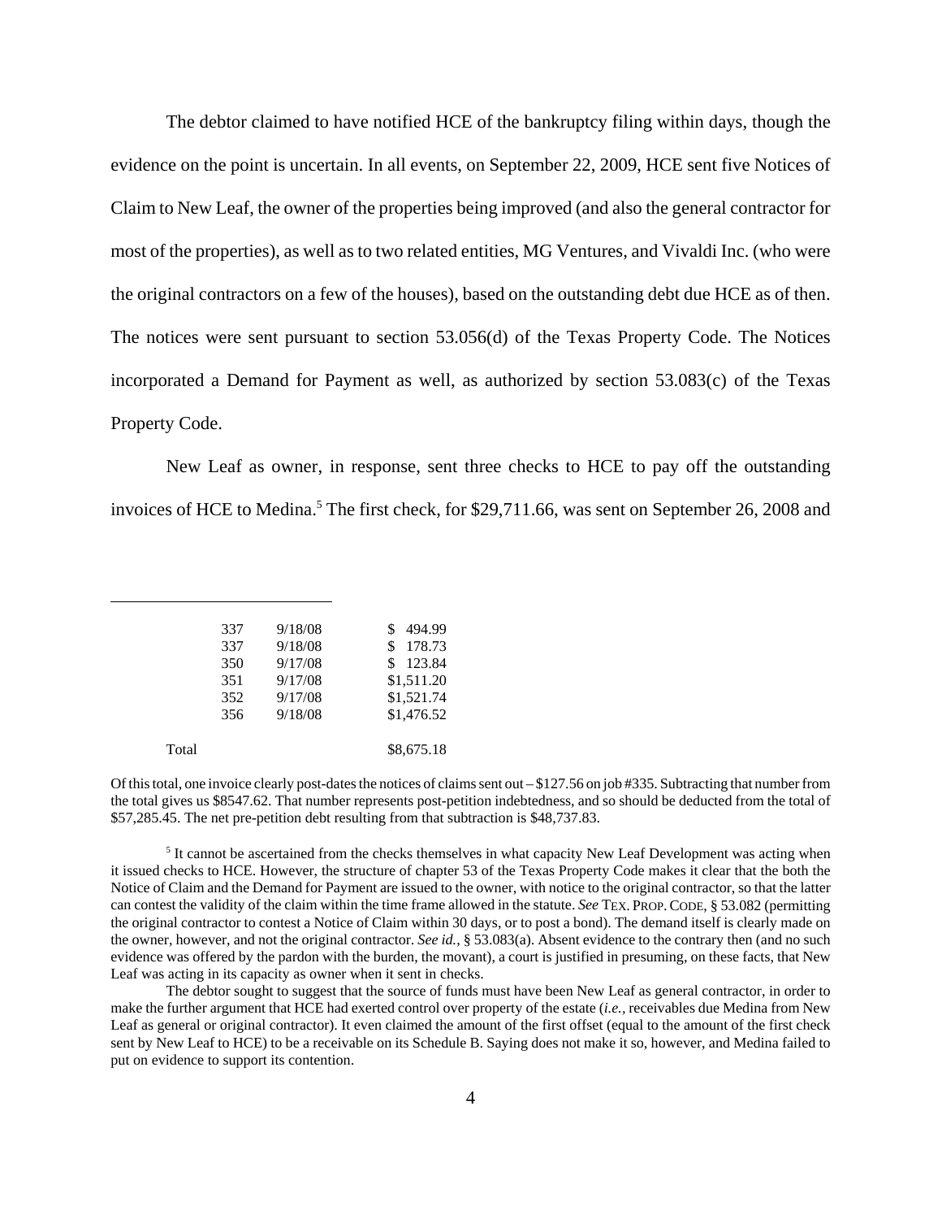The debtor claimed to have notified HCE of the bankruptcy filing within days, though the evidence on the point is uncertain. In all events, on September 22, 2009, HCE sent five Notices of Claim to New Leaf, the owner of the properties being improved (and also the general contractor for most of the properties), as well as to two related entities, MG Ventures, and Vivaldi Inc. (who were the original contractors on a few of the houses), based on the outstanding debt due HCE as of then. The notices were sent pursuant to section 53.056(d) of the Texas Property Code. The Notices incorporated a Demand for Payment as well, as authorized by section 53.083(c) of the Texas Property Code.

New Leaf as owner, in response, sent three checks to HCE to pay off the outstanding invoices of HCE to Medina.[5] The first check, for $29,711.66, was sent on September 26, 2008 and

| | | |
|---|---|---|
| 337 | 9/18/08 | $ 494.99 |
| 337 | 9/18/08 | $ 178.73 |
| 350 | 9/17/08 | $ 123.84 |
| 351 | 9/17/08 | $1,511.20 |
| 352 | 9/17/08 | $1,521.74 |
| 356 | 9/18/08 | $1,476.52 |
| Total | | $8,675.18 |

Of this total, one invoice clearly post-dates the notices of claims sent out – $127.56 on job #335. Subtracting that number from the total gives us $8547.62. That number represents post-petition indebtedness, and so should be deducted from the total of $57,285.45. The net pre-petition debt resulting from that subtraction is $48,737.83.

[5] It cannot be ascertained from the checks themselves in what capacity New Leaf Development was acting when it issued checks to HCE. However, the structure of chapter 53 of the Texas Property Code makes it clear that the both the Notice of Claim and the Demand for Payment are issued to the owner, with notice to the original contractor, so that the latter can contest the validity of the claim within the time frame allowed in the statute. *See* TEX. PROP. CODE, § 53.082 (permitting the original contractor to contest a Notice of Claim within 30 days, or to post a bond). The demand itself is clearly made on the owner, however, and not the original contractor. *See id.*, § 53.083(a). Absent evidence to the contrary then (and no such evidence was offered by the pardon with the burden, the movant), a court is justified in presuming, on these facts, that New Leaf was acting in its capacity as owner when it sent in checks.

The debtor sought to suggest that the source of funds must have been New Leaf as general contractor, in order to make the further argument that HCE had exerted control over property of the estate (*i.e.*, receivables due Medina from New Leaf as general or original contractor). It even claimed the amount of the first offset (equal to the amount of the first check sent by New Leaf to HCE) to be a receivable on its Schedule B. Saying does not make it so, however, and Medina failed to put on evidence to support its contention.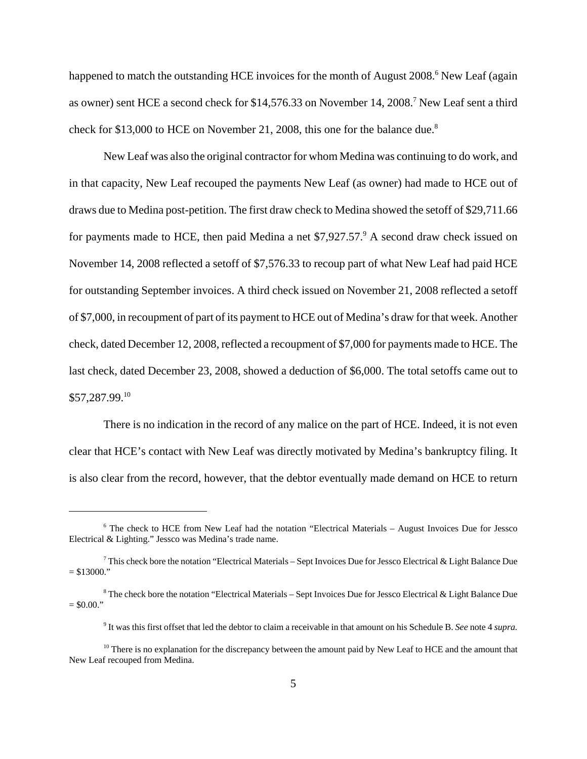happened to match the outstanding HCE invoices for the month of August 2008.[6] New Leaf (again as owner) sent HCE a second check for $14,576.33 on November 14, 2008.[7] New Leaf sent a third check for $13,000 to HCE on November 21, 2008, this one for the balance due.[8]

New Leaf was also the original contractor for whom Medina was continuing to do work, and in that capacity, New Leaf recouped the payments New Leaf (as owner) had made to HCE out of draws due to Medina post-petition. The first draw check to Medina showed the setoff of $29,711.66 for payments made to HCE, then paid Medina a net $7,927.57.[9] A second draw check issued on November 14, 2008 reflected a setoff of $7,576.33 to recoup part of what New Leaf had paid HCE for outstanding September invoices. A third check issued on November 21, 2008 reflected a setoff of $7,000, in recoupment of part of its payment to HCE out of Medina's draw for that week. Another check, dated December 12, 2008, reflected a recoupment of $7,000 for payments made to HCE. The last check, dated December 23, 2008, showed a deduction of $6,000. The total setoffs came out to $57,287.99.[10]

There is no indication in the record of any malice on the part of HCE. Indeed, it is not even clear that HCE's contact with New Leaf was directly motivated by Medina's bankruptcy filing. It is also clear from the record, however, that the debtor eventually made demand on HCE to return

---

[6] The check to HCE from New Leaf had the notation "Electrical Materials – August Invoices Due for Jessco Electrical & Lighting." Jessco was Medina's trade name.

[7] This check bore the notation "Electrical Materials – Sept Invoices Due for Jessco Electrical & Light Balance Due = $13000."

[8] The check bore the notation "Electrical Materials – Sept Invoices Due for Jessco Electrical & Light Balance Due = $0.00."

[9] It was this first offset that led the debtor to claim a receivable in that amount on his Schedule B. *See* note 4 *supra.*

[10] There is no explanation for the discrepancy between the amount paid by New Leaf to HCE and the amount that New Leaf recouped from Medina.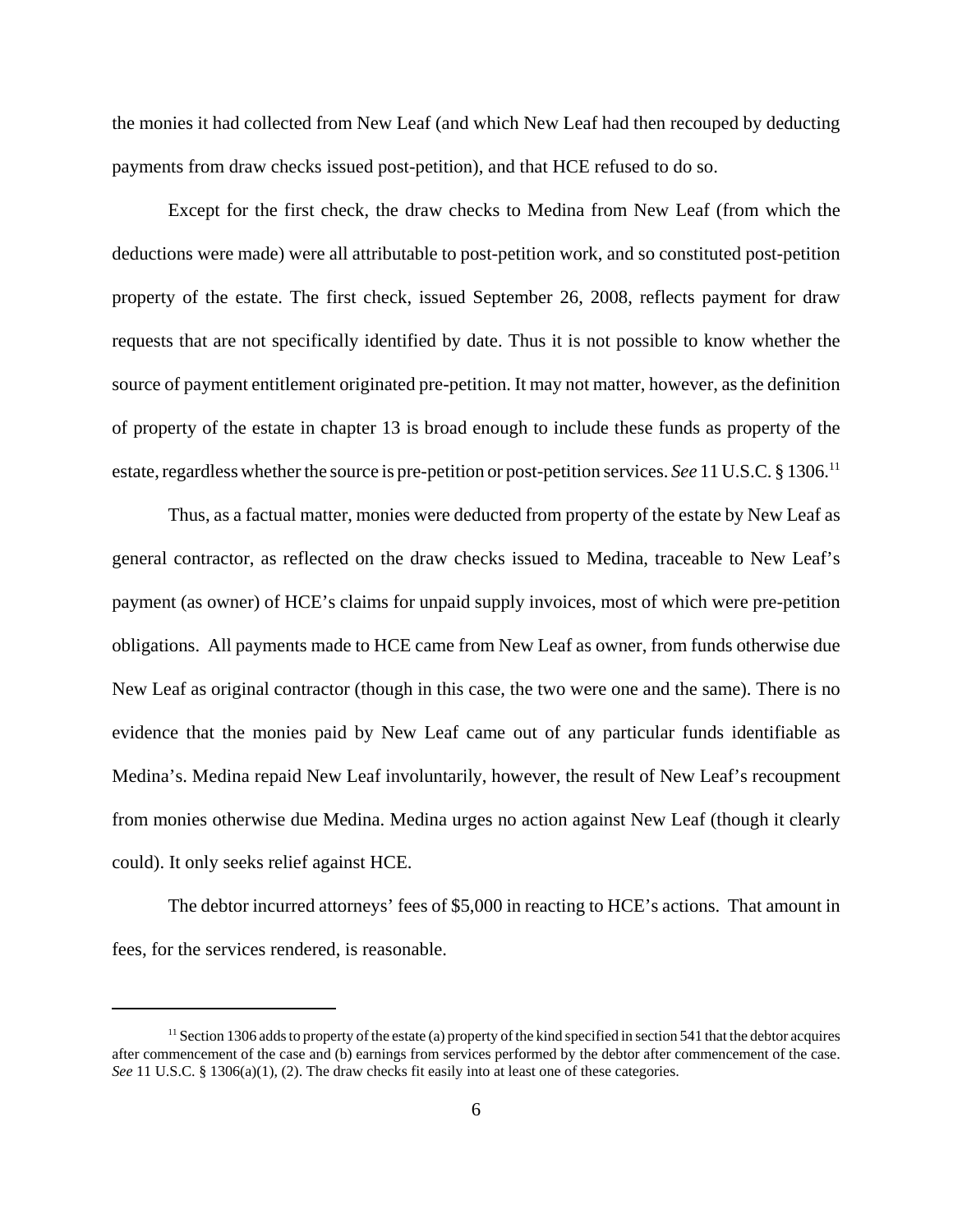the monies it had collected from New Leaf (and which New Leaf had then recouped by deducting payments from draw checks issued post-petition), and that HCE refused to do so.

Except for the first check, the draw checks to Medina from New Leaf (from which the deductions were made) were all attributable to post-petition work, and so constituted post-petition property of the estate. The first check, issued September 26, 2008, reflects payment for draw requests that are not specifically identified by date. Thus it is not possible to know whether the source of payment entitlement originated pre-petition. It may not matter, however, as the definition of property of the estate in chapter 13 is broad enough to include these funds as property of the estate, regardless whether the source is pre-petition or post-petition services. *See* 11 U.S.C. § 1306.[11]

Thus, as a factual matter, monies were deducted from property of the estate by New Leaf as general contractor, as reflected on the draw checks issued to Medina, traceable to New Leaf's payment (as owner) of HCE's claims for unpaid supply invoices, most of which were pre-petition obligations. All payments made to HCE came from New Leaf as owner, from funds otherwise due New Leaf as original contractor (though in this case, the two were one and the same). There is no evidence that the monies paid by New Leaf came out of any particular funds identifiable as Medina's. Medina repaid New Leaf involuntarily, however, the result of New Leaf's recoupment from monies otherwise due Medina. Medina urges no action against New Leaf (though it clearly could). It only seeks relief against HCE.

The debtor incurred attorneys' fees of $5,000 in reacting to HCE's actions. That amount in fees, for the services rendered, is reasonable.

---

[11] Section 1306 adds to property of the estate (a) property of the kind specified in section 541 that the debtor acquires after commencement of the case and (b) earnings from services performed by the debtor after commencement of the case. *See* 11 U.S.C. § 1306(a)(1), (2). The draw checks fit easily into at least one of these categories.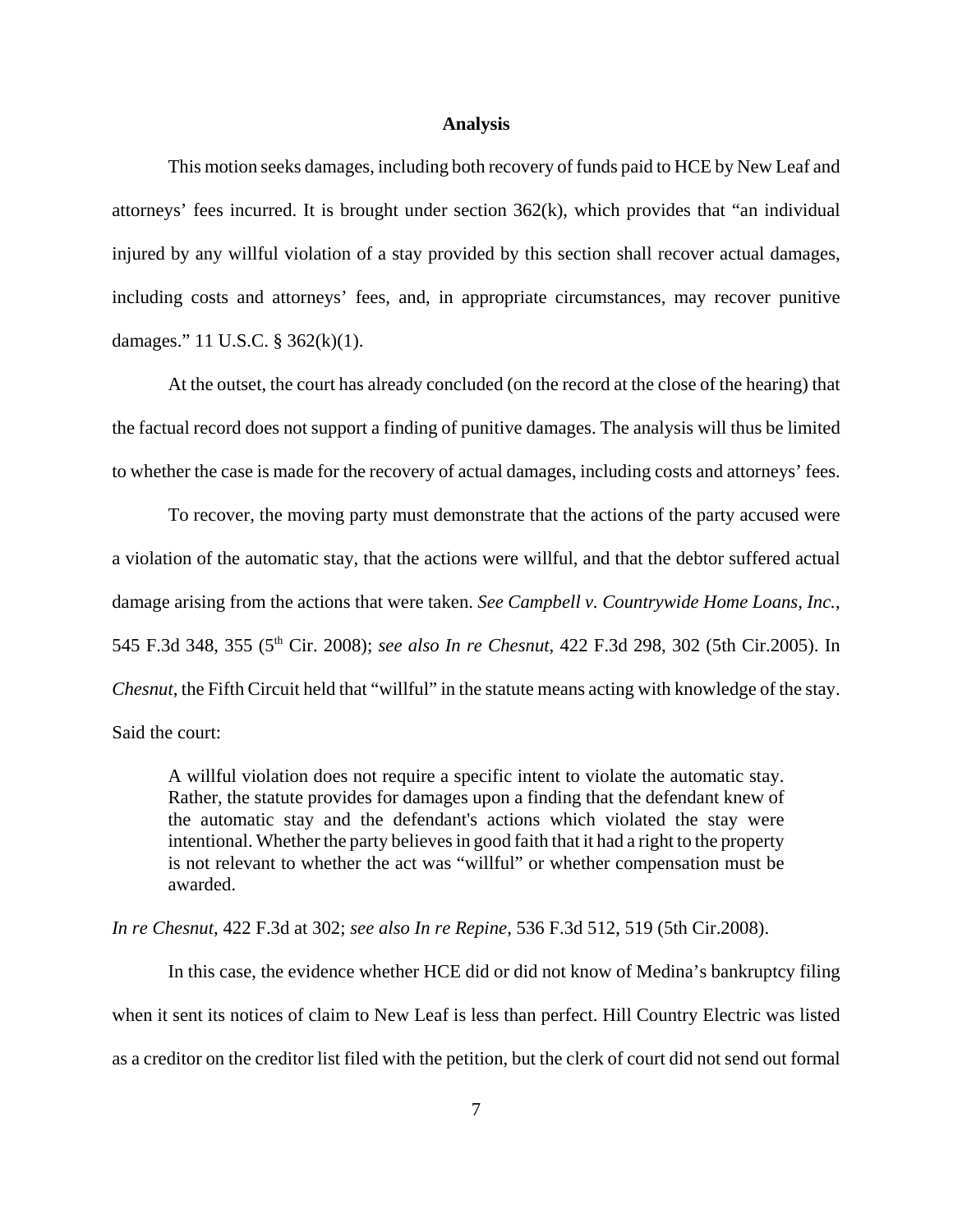**Analysis**

This motion seeks damages, including both recovery of funds paid to HCE by New Leaf and attorneys' fees incurred. It is brought under section 362(k), which provides that "an individual injured by any willful violation of a stay provided by this section shall recover actual damages, including costs and attorneys' fees, and, in appropriate circumstances, may recover punitive damages." 11 U.S.C. § 362(k)(1).

At the outset, the court has already concluded (on the record at the close of the hearing) that the factual record does not support a finding of punitive damages. The analysis will thus be limited to whether the case is made for the recovery of actual damages, including costs and attorneys' fees.

To recover, the moving party must demonstrate that the actions of the party accused were a violation of the automatic stay, that the actions were willful, and that the debtor suffered actual damage arising from the actions that were taken. *See Campbell v. Countrywide Home Loans, Inc.*, 545 F.3d 348, 355 (5th Cir. 2008); *see also In re Chesnut*, 422 F.3d 298, 302 (5th Cir.2005). In *Chesnut*, the Fifth Circuit held that "willful" in the statute means acting with knowledge of the stay. Said the court:

> A willful violation does not require a specific intent to violate the automatic stay. Rather, the statute provides for damages upon a finding that the defendant knew of the automatic stay and the defendant's actions which violated the stay were intentional. Whether the party believes in good faith that it had a right to the property is not relevant to whether the act was "willful" or whether compensation must be awarded.

*In re Chesnut*, 422 F.3d at 302; *see also In re Repine*, 536 F.3d 512, 519 (5th Cir.2008).

In this case, the evidence whether HCE did or did not know of Medina's bankruptcy filing when it sent its notices of claim to New Leaf is less than perfect. Hill Country Electric was listed as a creditor on the creditor list filed with the petition, but the clerk of court did not send out formal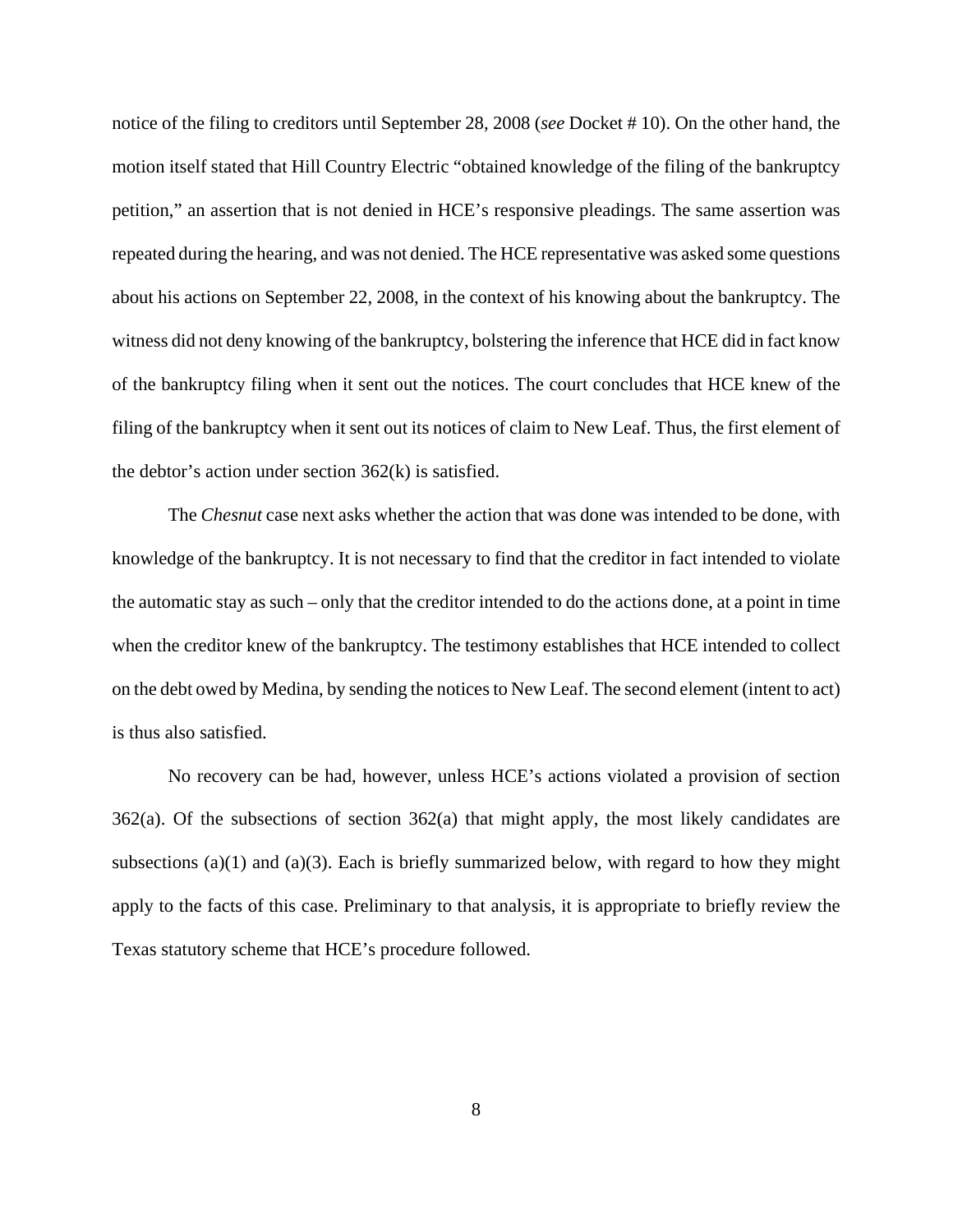notice of the filing to creditors until September 28, 2008 (*see* Docket # 10). On the other hand, the motion itself stated that Hill Country Electric "obtained knowledge of the filing of the bankruptcy petition," an assertion that is not denied in HCE's responsive pleadings. The same assertion was repeated during the hearing, and was not denied. The HCE representative was asked some questions about his actions on September 22, 2008, in the context of his knowing about the bankruptcy. The witness did not deny knowing of the bankruptcy, bolstering the inference that HCE did in fact know of the bankruptcy filing when it sent out the notices. The court concludes that HCE knew of the filing of the bankruptcy when it sent out its notices of claim to New Leaf. Thus, the first element of the debtor's action under section 362(k) is satisfied.

The *Chesnut* case next asks whether the action that was done was intended to be done, with knowledge of the bankruptcy. It is not necessary to find that the creditor in fact intended to violate the automatic stay as such – only that the creditor intended to do the actions done, at a point in time when the creditor knew of the bankruptcy. The testimony establishes that HCE intended to collect on the debt owed by Medina, by sending the notices to New Leaf. The second element (intent to act) is thus also satisfied.

No recovery can be had, however, unless HCE's actions violated a provision of section 362(a). Of the subsections of section 362(a) that might apply, the most likely candidates are subsections (a)(1) and (a)(3). Each is briefly summarized below, with regard to how they might apply to the facts of this case. Preliminary to that analysis, it is appropriate to briefly review the Texas statutory scheme that HCE's procedure followed.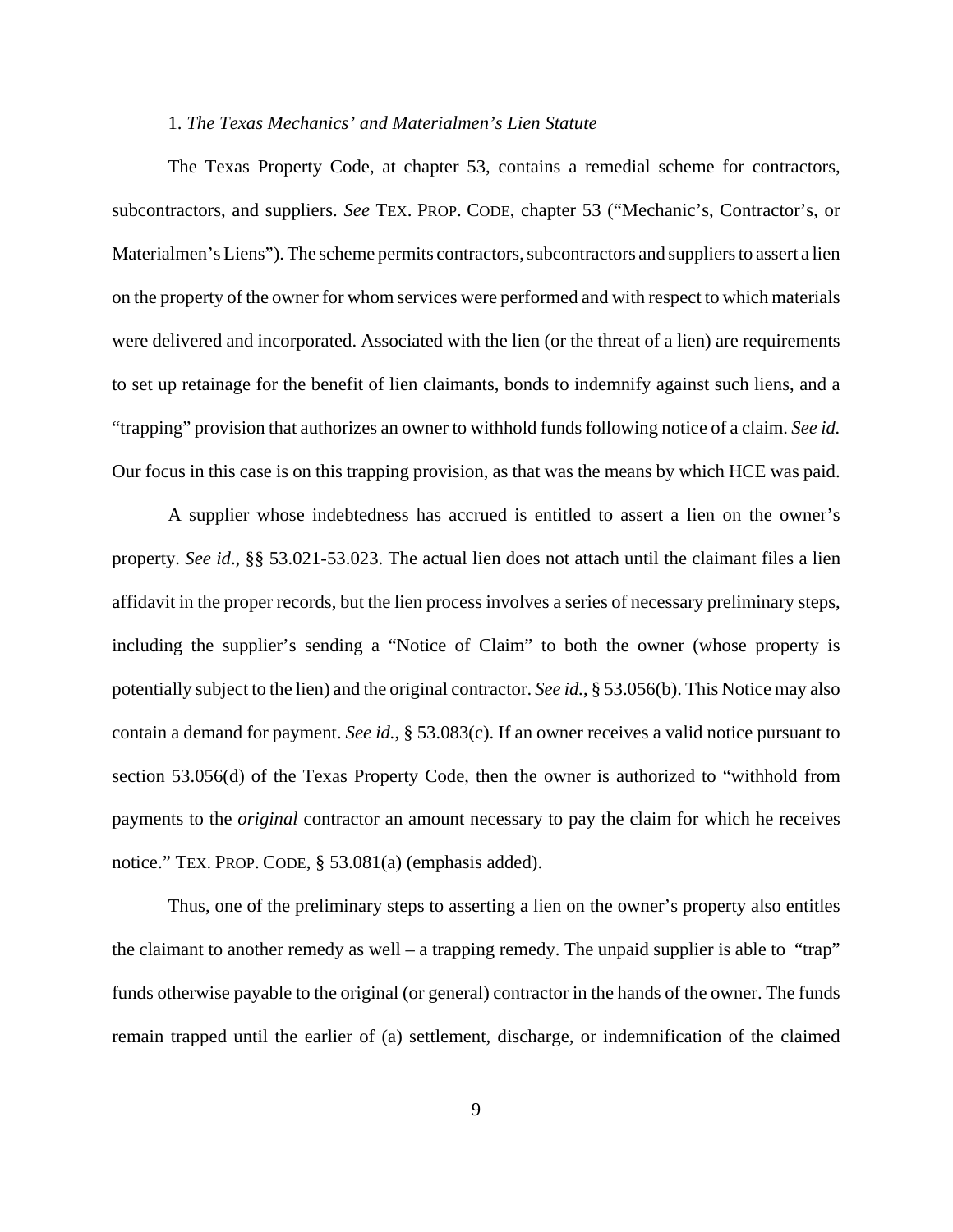1. *The Texas Mechanics' and Materialmen's Lien Statute*

The Texas Property Code, at chapter 53, contains a remedial scheme for contractors, subcontractors, and suppliers. *See* TEX. PROP. CODE, chapter 53 ("Mechanic's, Contractor's, or Materialmen's Liens"). The scheme permits contractors, subcontractors and suppliers to assert a lien on the property of the owner for whom services were performed and with respect to which materials were delivered and incorporated. Associated with the lien (or the threat of a lien) are requirements to set up retainage for the benefit of lien claimants, bonds to indemnify against such liens, and a "trapping" provision that authorizes an owner to withhold funds following notice of a claim. *See id.* Our focus in this case is on this trapping provision, as that was the means by which HCE was paid.

A supplier whose indebtedness has accrued is entitled to assert a lien on the owner's property. *See id*., §§ 53.021-53.023. The actual lien does not attach until the claimant files a lien affidavit in the proper records, but the lien process involves a series of necessary preliminary steps, including the supplier's sending a "Notice of Claim" to both the owner (whose property is potentially subject to the lien) and the original contractor. *See id.*, § 53.056(b). This Notice may also contain a demand for payment. *See id.*, § 53.083(c). If an owner receives a valid notice pursuant to section 53.056(d) of the Texas Property Code, then the owner is authorized to "withhold from payments to the *original* contractor an amount necessary to pay the claim for which he receives notice." TEX. PROP. CODE, § 53.081(a) (emphasis added).

Thus, one of the preliminary steps to asserting a lien on the owner's property also entitles the claimant to another remedy as well – a trapping remedy. The unpaid supplier is able to "trap" funds otherwise payable to the original (or general) contractor in the hands of the owner. The funds remain trapped until the earlier of (a) settlement, discharge, or indemnification of the claimed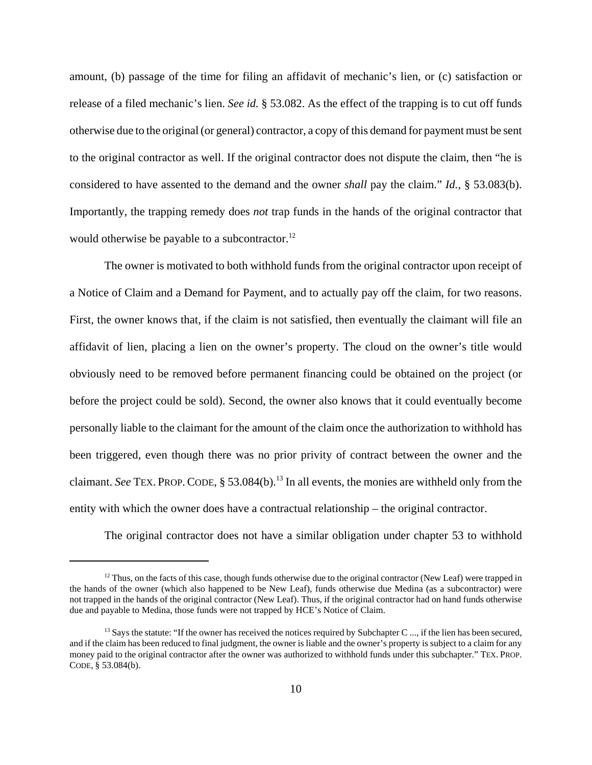amount, (b) passage of the time for filing an affidavit of mechanic's lien, or (c) satisfaction or release of a filed mechanic's lien. *See id.* § 53.082. As the effect of the trapping is to cut off funds otherwise due to the original (or general) contractor, a copy of this demand for payment must be sent to the original contractor as well. If the original contractor does not dispute the claim, then "he is considered to have assented to the demand and the owner *shall* pay the claim." *Id.*, § 53.083(b). Importantly, the trapping remedy does *not* trap funds in the hands of the original contractor that would otherwise be payable to a subcontractor.[12]

The owner is motivated to both withhold funds from the original contractor upon receipt of a Notice of Claim and a Demand for Payment, and to actually pay off the claim, for two reasons. First, the owner knows that, if the claim is not satisfied, then eventually the claimant will file an affidavit of lien, placing a lien on the owner's property. The cloud on the owner's title would obviously need to be removed before permanent financing could be obtained on the project (or before the project could be sold). Second, the owner also knows that it could eventually become personally liable to the claimant for the amount of the claim once the authorization to withhold has been triggered, even though there was no prior privity of contract between the owner and the claimant. *See* TEX. PROP. CODE, § 53.084(b).[13] In all events, the monies are withheld only from the entity with which the owner does have a contractual relationship – the original contractor.

The original contractor does not have a similar obligation under chapter 53 to withhold

---

[12] Thus, on the facts of this case, though funds otherwise due to the original contractor (New Leaf) were trapped in the hands of the owner (which also happened to be New Leaf), funds otherwise due Medina (as a subcontractor) were not trapped in the hands of the original contractor (New Leaf). Thus, if the original contractor had on hand funds otherwise due and payable to Medina, those funds were not trapped by HCE's Notice of Claim.

[13] Says the statute: "If the owner has received the notices required by Subchapter C ..., if the lien has been secured, and if the claim has been reduced to final judgment, the owner is liable and the owner's property is subject to a claim for any money paid to the original contractor after the owner was authorized to withhold funds under this subchapter." TEX. PROP. CODE, § 53.084(b).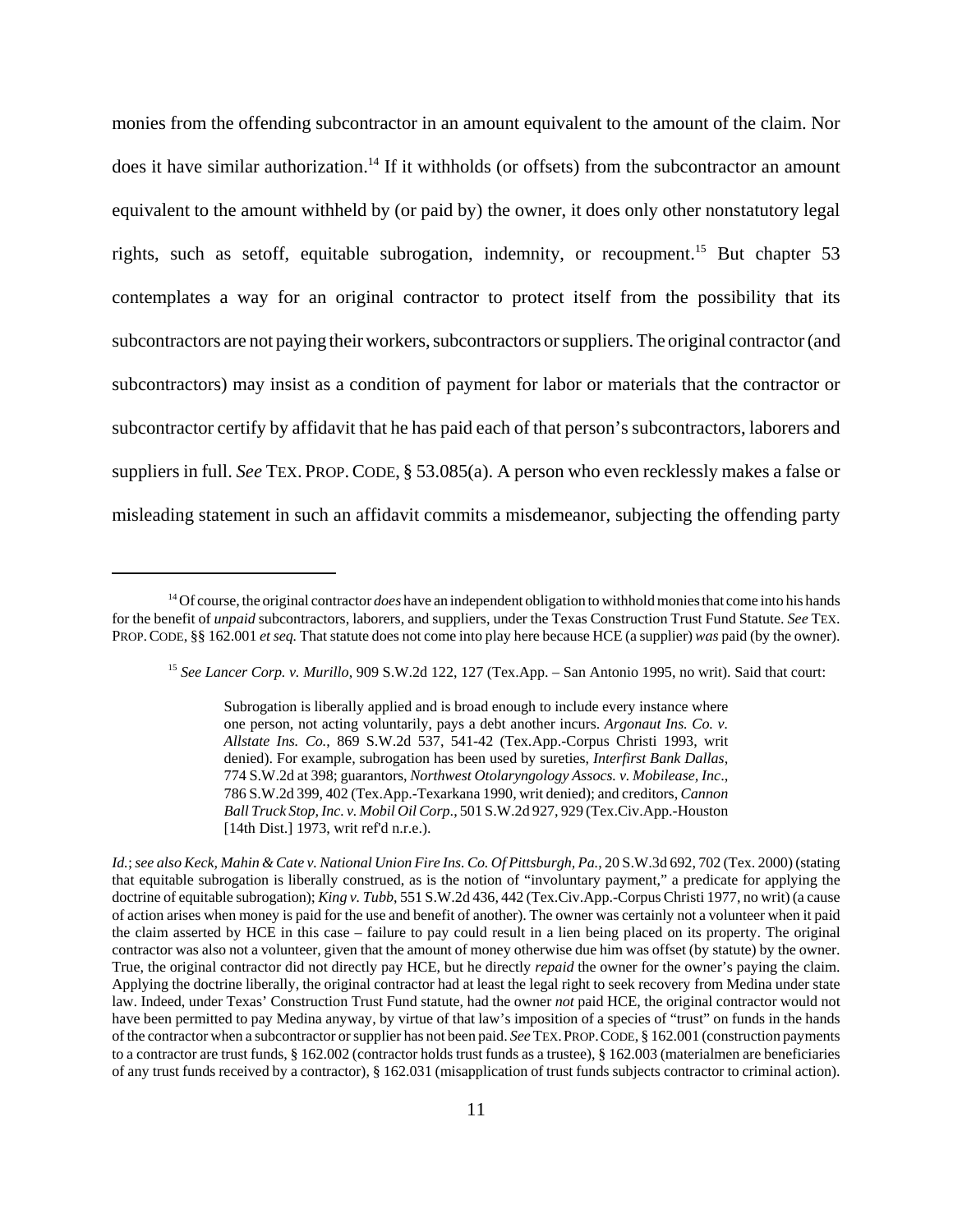monies from the offending subcontractor in an amount equivalent to the amount of the claim. Nor does it have similar authorization.[14] If it withholds (or offsets) from the subcontractor an amount equivalent to the amount withheld by (or paid by) the owner, it does only other nonstatutory legal rights, such as setoff, equitable subrogation, indemnity, or recoupment.[15] But chapter 53 contemplates a way for an original contractor to protect itself from the possibility that its subcontractors are not paying their workers, subcontractors or suppliers. The original contractor (and subcontractors) may insist as a condition of payment for labor or materials that the contractor or subcontractor certify by affidavit that he has paid each of that person's subcontractors, laborers and suppliers in full. *See* TEX. PROP. CODE, § 53.085(a). A person who even recklessly makes a false or misleading statement in such an affidavit commits a misdemeanor, subjecting the offending party

---

[14] Of course, the original contractor *does* have an independent obligation to withhold monies that come into his hands for the benefit of *unpaid* subcontractors, laborers, and suppliers, under the Texas Construction Trust Fund Statute. *See* TEX. PROP. CODE, §§ 162.001 *et seq.* That statute does not come into play here because HCE (a supplier) *was* paid (by the owner).

[15] *See Lancer Corp. v. Murillo*, 909 S.W.2d 122, 127 (Tex.App. – San Antonio 1995, no writ). Said that court:

> Subrogation is liberally applied and is broad enough to include every instance where one person, not acting voluntarily, pays a debt another incurs. *Argonaut Ins. Co. v. Allstate Ins. Co.*, 869 S.W.2d 537, 541-42 (Tex.App.-Corpus Christi 1993, writ denied). For example, subrogation has been used by sureties, *Interfirst Bank Dallas*, 774 S.W.2d at 398; guarantors, *Northwest Otolaryngology Assocs. v. Mobilease, Inc*., 786 S.W.2d 399, 402 (Tex.App.-Texarkana 1990, writ denied); and creditors, *Cannon Ball Truck Stop, Inc. v. Mobil Oil Corp.*, 501 S.W.2d 927, 929 (Tex.Civ.App.-Houston [14th Dist.] 1973, writ ref'd n.r.e.).

*Id.*; *see also Keck, Mahin & Cate v. National Union Fire Ins. Co. Of Pittsburgh, Pa.*, 20 S.W.3d 692, 702 (Tex. 2000) (stating that equitable subrogation is liberally construed, as is the notion of "involuntary payment," a predicate for applying the doctrine of equitable subrogation); *King v. Tubb*, 551 S.W.2d 436, 442 (Tex.Civ.App.-Corpus Christi 1977, no writ) (a cause of action arises when money is paid for the use and benefit of another). The owner was certainly not a volunteer when it paid the claim asserted by HCE in this case – failure to pay could result in a lien being placed on its property. The original contractor was also not a volunteer, given that the amount of money otherwise due him was offset (by statute) by the owner. True, the original contractor did not directly pay HCE, but he directly *repaid* the owner for the owner's paying the claim. Applying the doctrine liberally, the original contractor had at least the legal right to seek recovery from Medina under state law. Indeed, under Texas' Construction Trust Fund statute, had the owner *not* paid HCE, the original contractor would not have been permitted to pay Medina anyway, by virtue of that law's imposition of a species of "trust" on funds in the hands of the contractor when a subcontractor or supplier has not been paid. *See* TEX. PROP. CODE, § 162.001 (construction payments to a contractor are trust funds, § 162.002 (contractor holds trust funds as a trustee), § 162.003 (materialmen are beneficiaries of any trust funds received by a contractor), § 162.031 (misapplication of trust funds subjects contractor to criminal action).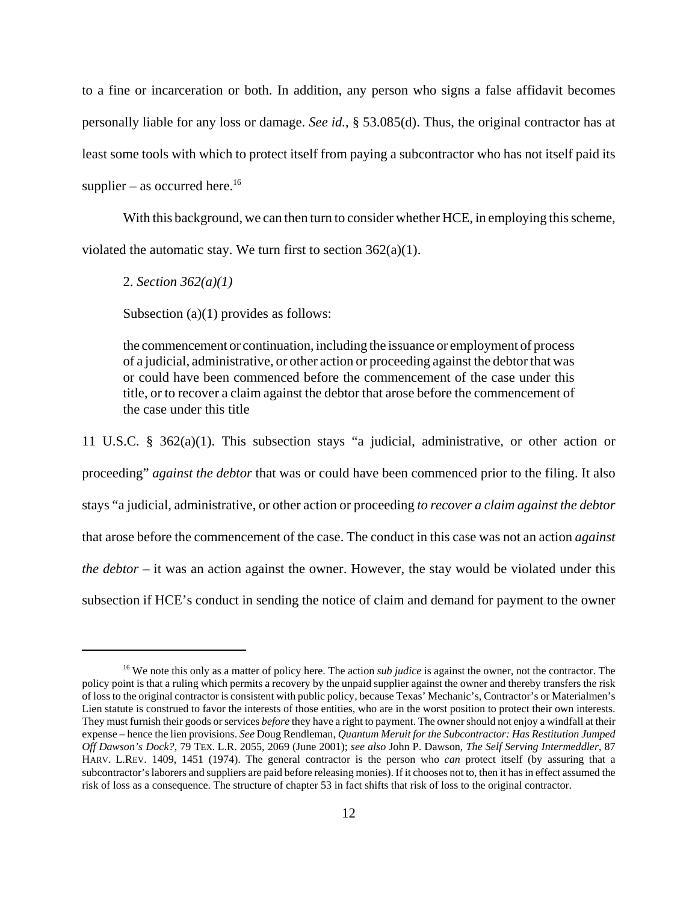to a fine or incarceration or both. In addition, any person who signs a false affidavit becomes personally liable for any loss or damage. *See id.*, § 53.085(d). Thus, the original contractor has at least some tools with which to protect itself from paying a subcontractor who has not itself paid its supplier – as occurred here.[16]

With this background, we can then turn to consider whether HCE, in employing this scheme, violated the automatic stay. We turn first to section 362(a)(1).

2. *Section 362(a)(1)*

Subsection (a)(1) provides as follows:

> the commencement or continuation, including the issuance or employment of process of a judicial, administrative, or other action or proceeding against the debtor that was or could have been commenced before the commencement of the case under this title, or to recover a claim against the debtor that arose before the commencement of the case under this title

11 U.S.C. § 362(a)(1). This subsection stays "a judicial, administrative, or other action or proceeding" *against the debtor* that was or could have been commenced prior to the filing. It also stays "a judicial, administrative, or other action or proceeding *to recover a claim against the debtor* that arose before the commencement of the case. The conduct in this case was not an action *against the debtor* – it was an action against the owner. However, the stay would be violated under this subsection if HCE's conduct in sending the notice of claim and demand for payment to the owner

---

[16] We note this only as a matter of policy here. The action *sub judice* is against the owner, not the contractor. The policy point is that a ruling which permits a recovery by the unpaid supplier against the owner and thereby transfers the risk of loss to the original contractor is consistent with public policy, because Texas' Mechanic's, Contractor's or Materialmen's Lien statute is construed to favor the interests of those entities, who are in the worst position to protect their own interests. They must furnish their goods or services *before* they have a right to payment. The owner should not enjoy a windfall at their expense – hence the lien provisions. *See* Doug Rendleman, *Quantum Meruit for the Subcontractor: Has Restitution Jumped Off Dawson's Dock?*, 79 TEX. L.R. 2055, 2069 (June 2001); *see also* John P. Dawson, *The Self Serving Intermeddler*, 87 HARV. L.REV. 1409, 1451 (1974). The general contractor is the person who *can* protect itself (by assuring that a subcontractor's laborers and suppliers are paid before releasing monies). If it chooses not to, then it has in effect assumed the risk of loss as a consequence. The structure of chapter 53 in fact shifts that risk of loss to the original contractor.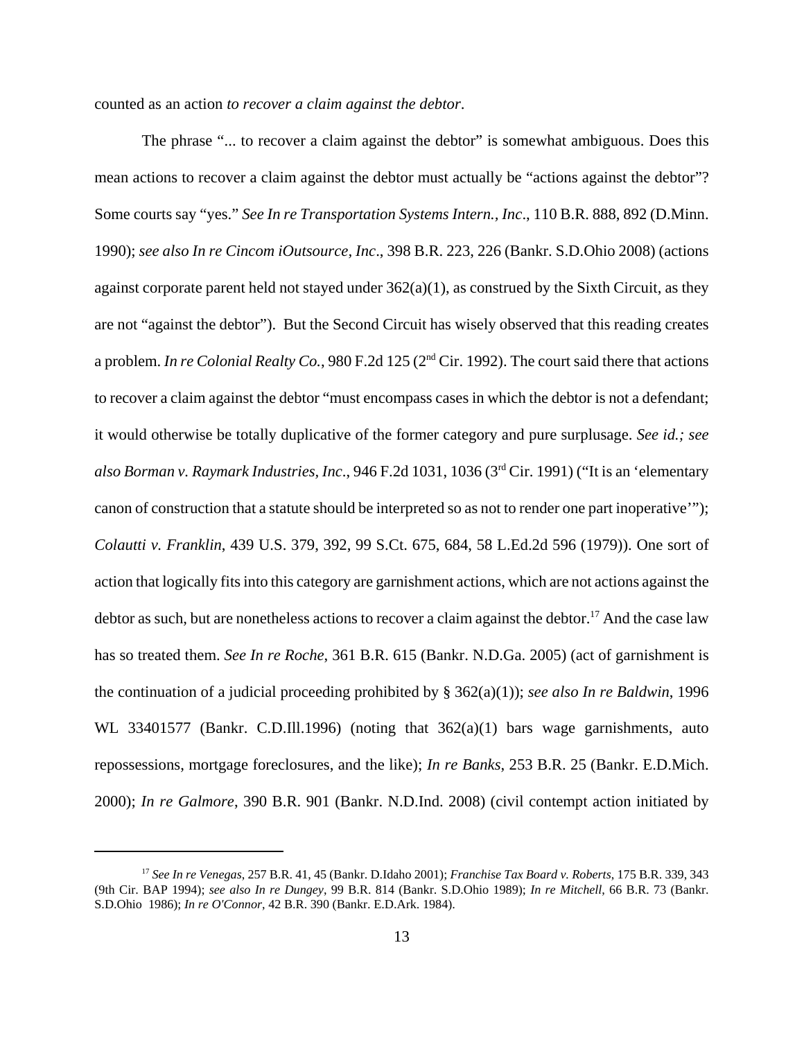counted as an action *to recover a claim against the debtor*.

The phrase "... to recover a claim against the debtor" is somewhat ambiguous. Does this mean actions to recover a claim against the debtor must actually be "actions against the debtor"? Some courts say "yes." *See In re Transportation Systems Intern., Inc*., 110 B.R. 888, 892 (D.Minn. 1990); *see also In re Cincom iOutsource, Inc*., 398 B.R. 223, 226 (Bankr. S.D.Ohio 2008) (actions against corporate parent held not stayed under 362(a)(1), as construed by the Sixth Circuit, as they are not "against the debtor"). But the Second Circuit has wisely observed that this reading creates a problem. *In re Colonial Realty Co.*, 980 F.2d 125 (2nd Cir. 1992). The court said there that actions to recover a claim against the debtor "must encompass cases in which the debtor is not a defendant; it would otherwise be totally duplicative of the former category and pure surplusage. *See id.; see also Borman v. Raymark Industries, Inc*., 946 F.2d 1031, 1036 (3rd Cir. 1991) ("It is an 'elementary canon of construction that a statute should be interpreted so as not to render one part inoperative'"); *Colautti v. Franklin*, 439 U.S. 379, 392, 99 S.Ct. 675, 684, 58 L.Ed.2d 596 (1979)). One sort of action that logically fits into this category are garnishment actions, which are not actions against the debtor as such, but are nonetheless actions to recover a claim against the debtor.[17] And the case law has so treated them. *See In re Roche*, 361 B.R. 615 (Bankr. N.D.Ga. 2005) (act of garnishment is the continuation of a judicial proceeding prohibited by § 362(a)(1)); *see also In re Baldwin*, 1996 WL 33401577 (Bankr. C.D.Ill.1996) (noting that 362(a)(1) bars wage garnishments, auto repossessions, mortgage foreclosures, and the like); *In re Banks*, 253 B.R. 25 (Bankr. E.D.Mich. 2000); *In re Galmore*, 390 B.R. 901 (Bankr. N.D.Ind. 2008) (civil contempt action initiated by

---

[17] *See In re Venegas*, 257 B.R. 41, 45 (Bankr. D.Idaho 2001); *Franchise Tax Board v. Roberts*, 175 B.R. 339, 343 (9th Cir. BAP 1994); *see also In re Dungey*, 99 B.R. 814 (Bankr. S.D.Ohio 1989); *In re Mitchell*, 66 B.R. 73 (Bankr. S.D.Ohio 1986); *In re O'Connor*, 42 B.R. 390 (Bankr. E.D.Ark. 1984).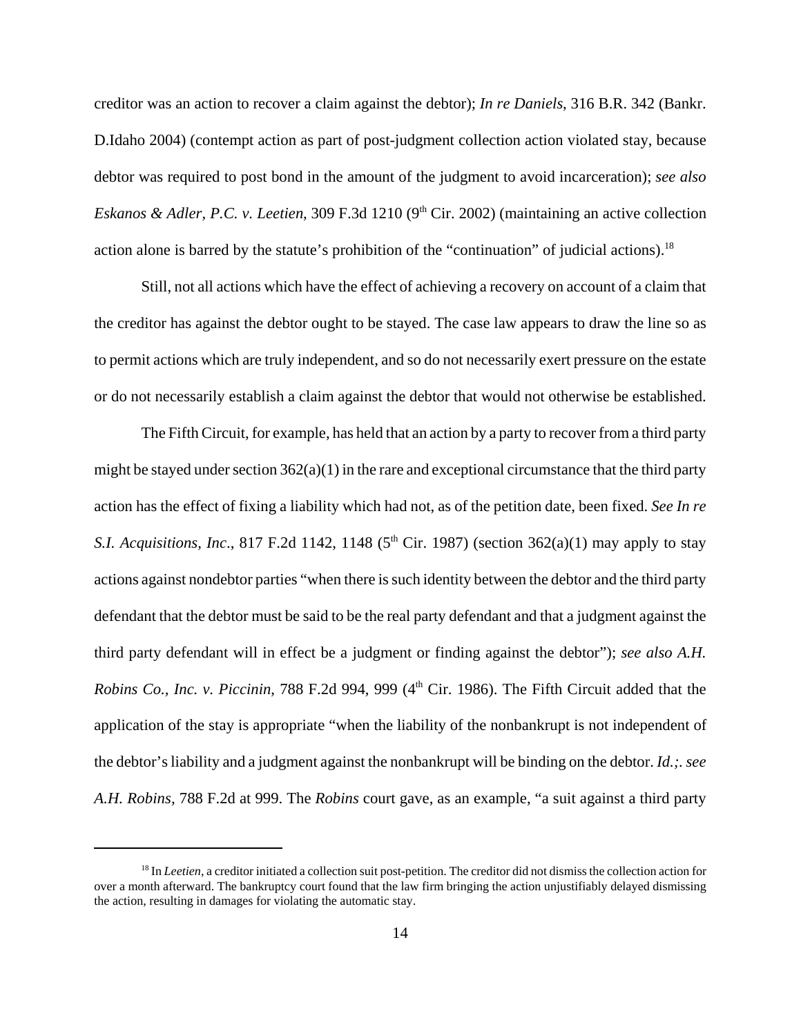creditor was an action to recover a claim against the debtor); *In re Daniels*, 316 B.R. 342 (Bankr. D.Idaho 2004) (contempt action as part of post-judgment collection action violated stay, because debtor was required to post bond in the amount of the judgment to avoid incarceration); *see also Eskanos & Adler, P.C. v. Leetien*, 309 F.3d 1210 (9th Cir. 2002) (maintaining an active collection action alone is barred by the statute's prohibition of the "continuation" of judicial actions).[18]

Still, not all actions which have the effect of achieving a recovery on account of a claim that the creditor has against the debtor ought to be stayed. The case law appears to draw the line so as to permit actions which are truly independent, and so do not necessarily exert pressure on the estate or do not necessarily establish a claim against the debtor that would not otherwise be established.

The Fifth Circuit, for example, has held that an action by a party to recover from a third party might be stayed under section 362(a)(1) in the rare and exceptional circumstance that the third party action has the effect of fixing a liability which had not, as of the petition date, been fixed. *See In re S.I. Acquisitions, Inc*., 817 F.2d 1142, 1148 (5th Cir. 1987) (section 362(a)(1) may apply to stay actions against nondebtor parties "when there is such identity between the debtor and the third party defendant that the debtor must be said to be the real party defendant and that a judgment against the third party defendant will in effect be a judgment or finding against the debtor"); *see also A.H. Robins Co., Inc. v. Piccinin*, 788 F.2d 994, 999 (4th Cir. 1986). The Fifth Circuit added that the application of the stay is appropriate "when the liability of the nonbankrupt is not independent of the debtor's liability and a judgment against the nonbankrupt will be binding on the debtor. *Id.;. see A.H. Robins*, 788 F.2d at 999. The *Robins* court gave, as an example, "a suit against a third party

---

[18] In *Leetien*, a creditor initiated a collection suit post-petition. The creditor did not dismiss the collection action for over a month afterward. The bankruptcy court found that the law firm bringing the action unjustifiably delayed dismissing the action, resulting in damages for violating the automatic stay.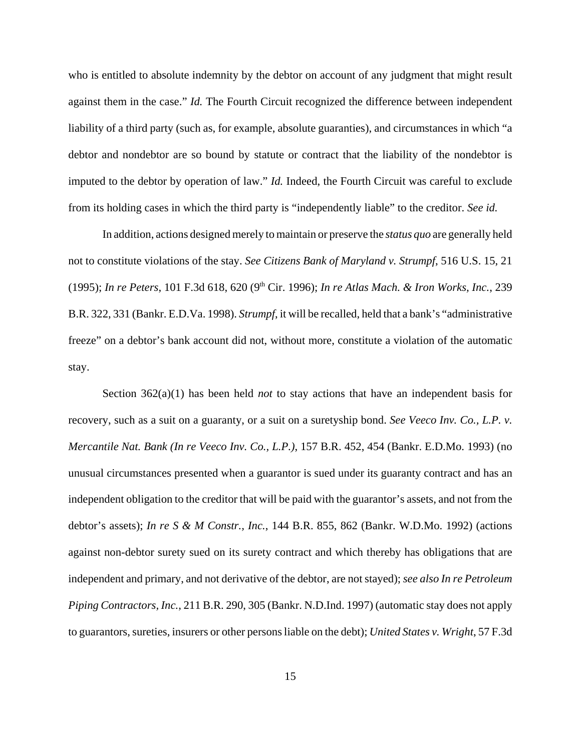who is entitled to absolute indemnity by the debtor on account of any judgment that might result against them in the case." *Id.* The Fourth Circuit recognized the difference between independent liability of a third party (such as, for example, absolute guaranties), and circumstances in which "a debtor and nondebtor are so bound by statute or contract that the liability of the nondebtor is imputed to the debtor by operation of law." *Id.* Indeed, the Fourth Circuit was careful to exclude from its holding cases in which the third party is "independently liable" to the creditor. *See id.*

In addition, actions designed merely to maintain or preserve the *status quo* are generally held not to constitute violations of the stay. *See Citizens Bank of Maryland v. Strumpf*, 516 U.S. 15, 21 (1995); *In re Peters*, 101 F.3d 618, 620 (9th Cir. 1996); *In re Atlas Mach. & Iron Works, Inc.*, 239 B.R. 322, 331 (Bankr. E.D.Va. 1998). *Strumpf*, it will be recalled, held that a bank's "administrative freeze" on a debtor's bank account did not, without more, constitute a violation of the automatic stay.

Section 362(a)(1) has been held *not* to stay actions that have an independent basis for recovery, such as a suit on a guaranty, or a suit on a suretyship bond. *See Veeco Inv. Co., L.P. v. Mercantile Nat. Bank (In re Veeco Inv. Co., L.P.)*, 157 B.R. 452, 454 (Bankr. E.D.Mo. 1993) (no unusual circumstances presented when a guarantor is sued under its guaranty contract and has an independent obligation to the creditor that will be paid with the guarantor's assets, and not from the debtor's assets); *In re S & M Constr., Inc.*, 144 B.R. 855, 862 (Bankr. W.D.Mo. 1992) (actions against non-debtor surety sued on its surety contract and which thereby has obligations that are independent and primary, and not derivative of the debtor, are not stayed); *see also In re Petroleum Piping Contractors, Inc.*, 211 B.R. 290, 305 (Bankr. N.D.Ind. 1997) (automatic stay does not apply to guarantors, sureties, insurers or other persons liable on the debt); *United States v. Wright*, 57 F.3d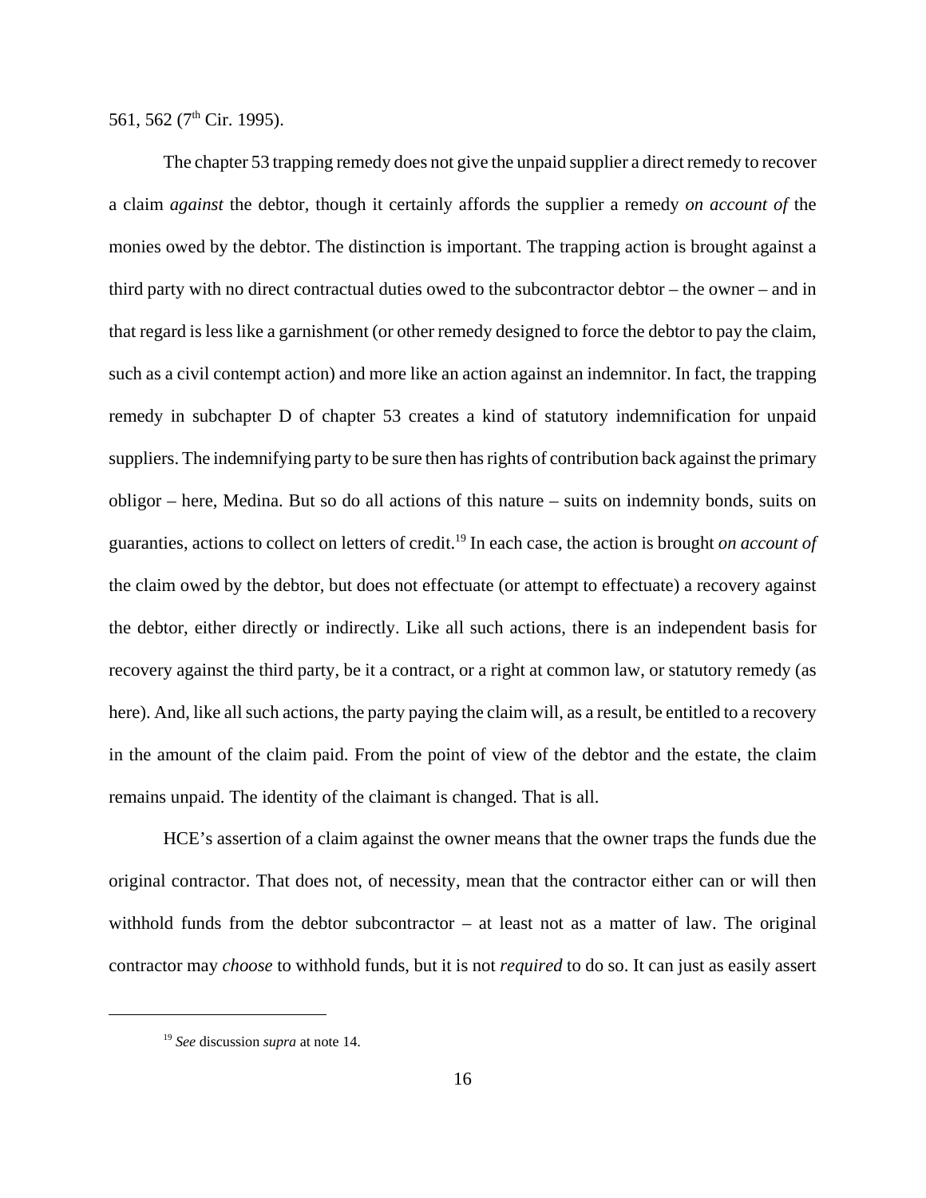561, 562 (7th Cir. 1995).

The chapter 53 trapping remedy does not give the unpaid supplier a direct remedy to recover a claim *against* the debtor, though it certainly affords the supplier a remedy *on account of* the monies owed by the debtor. The distinction is important. The trapping action is brought against a third party with no direct contractual duties owed to the subcontractor debtor – the owner – and in that regard is less like a garnishment (or other remedy designed to force the debtor to pay the claim, such as a civil contempt action) and more like an action against an indemnitor. In fact, the trapping remedy in subchapter D of chapter 53 creates a kind of statutory indemnification for unpaid suppliers. The indemnifying party to be sure then has rights of contribution back against the primary obligor – here, Medina. But so do all actions of this nature – suits on indemnity bonds, suits on guaranties, actions to collect on letters of credit.[19] In each case, the action is brought *on account of* the claim owed by the debtor, but does not effectuate (or attempt to effectuate) a recovery against the debtor, either directly or indirectly. Like all such actions, there is an independent basis for recovery against the third party, be it a contract, or a right at common law, or statutory remedy (as here). And, like all such actions, the party paying the claim will, as a result, be entitled to a recovery in the amount of the claim paid. From the point of view of the debtor and the estate, the claim remains unpaid. The identity of the claimant is changed. That is all.

HCE's assertion of a claim against the owner means that the owner traps the funds due the original contractor. That does not, of necessity, mean that the contractor either can or will then withhold funds from the debtor subcontractor – at least not as a matter of law. The original contractor may *choose* to withhold funds, but it is not *required* to do so. It can just as easily assert

---

[19] *See* discussion *supra* at note 14.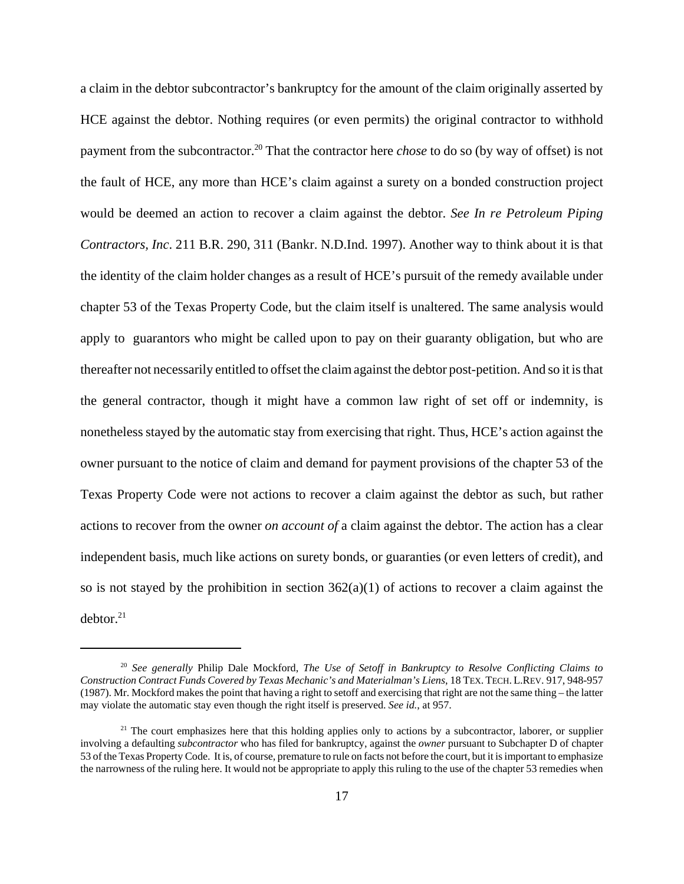a claim in the debtor subcontractor's bankruptcy for the amount of the claim originally asserted by HCE against the debtor. Nothing requires (or even permits) the original contractor to withhold payment from the subcontractor.[20] That the contractor here *chose* to do so (by way of offset) is not the fault of HCE, any more than HCE's claim against a surety on a bonded construction project would be deemed an action to recover a claim against the debtor. *See In re Petroleum Piping Contractors, Inc*. 211 B.R. 290, 311 (Bankr. N.D.Ind. 1997). Another way to think about it is that the identity of the claim holder changes as a result of HCE's pursuit of the remedy available under chapter 53 of the Texas Property Code, but the claim itself is unaltered. The same analysis would apply to guarantors who might be called upon to pay on their guaranty obligation, but who are thereafter not necessarily entitled to offset the claim against the debtor post-petition. And so it is that the general contractor, though it might have a common law right of set off or indemnity, is nonetheless stayed by the automatic stay from exercising that right. Thus, HCE's action against the owner pursuant to the notice of claim and demand for payment provisions of the chapter 53 of the Texas Property Code were not actions to recover a claim against the debtor as such, but rather actions to recover from the owner *on account of* a claim against the debtor. The action has a clear independent basis, much like actions on surety bonds, or guaranties (or even letters of credit), and so is not stayed by the prohibition in section 362(a)(1) of actions to recover a claim against the debtor.[21]

---

[20] *See generally* Philip Dale Mockford, *The Use of Setoff in Bankruptcy to Resolve Conflicting Claims to Construction Contract Funds Covered by Texas Mechanic's and Materialman's Liens*, 18 TEX. TECH. L.REV. 917, 948-957 (1987). Mr. Mockford makes the point that having a right to setoff and exercising that right are not the same thing – the latter may violate the automatic stay even though the right itself is preserved. *See id.*, at 957.

[21] The court emphasizes here that this holding applies only to actions by a subcontractor, laborer, or supplier involving a defaulting *subcontractor* who has filed for bankruptcy, against the *owner* pursuant to Subchapter D of chapter 53 of the Texas Property Code. It is, of course, premature to rule on facts not before the court, but it is important to emphasize the narrowness of the ruling here. It would not be appropriate to apply this ruling to the use of the chapter 53 remedies when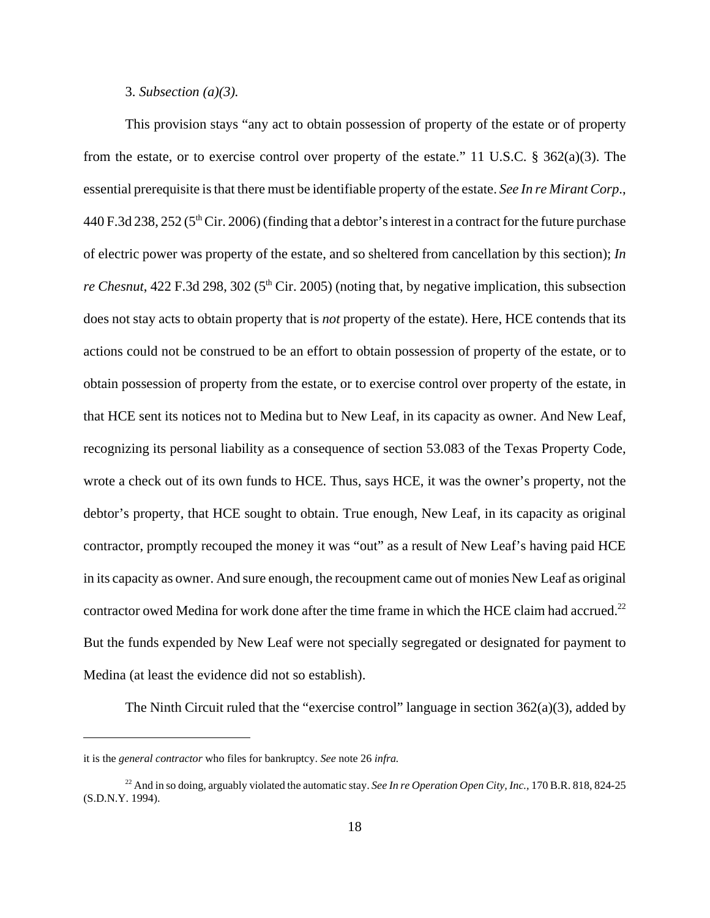3. *Subsection (a)(3).*

This provision stays "any act to obtain possession of property of the estate or of property from the estate, or to exercise control over property of the estate." 11 U.S.C. § 362(a)(3). The essential prerequisite is that there must be identifiable property of the estate. *See In re Mirant Corp.*, 440 F.3d 238, 252 (5th Cir. 2006) (finding that a debtor's interest in a contract for the future purchase of electric power was property of the estate, and so sheltered from cancellation by this section); *In re Chesnut*, 422 F.3d 298, 302 (5th Cir. 2005) (noting that, by negative implication, this subsection does not stay acts to obtain property that is *not* property of the estate). Here, HCE contends that its actions could not be construed to be an effort to obtain possession of property of the estate, or to obtain possession of property from the estate, or to exercise control over property of the estate, in that HCE sent its notices not to Medina but to New Leaf, in its capacity as owner. And New Leaf, recognizing its personal liability as a consequence of section 53.083 of the Texas Property Code, wrote a check out of its own funds to HCE. Thus, says HCE, it was the owner's property, not the debtor's property, that HCE sought to obtain. True enough, New Leaf, in its capacity as original contractor, promptly recouped the money it was "out" as a result of New Leaf's having paid HCE in its capacity as owner. And sure enough, the recoupment came out of monies New Leaf as original contractor owed Medina for work done after the time frame in which the HCE claim had accrued.[22] But the funds expended by New Leaf were not specially segregated or designated for payment to Medina (at least the evidence did not so establish).

The Ninth Circuit ruled that the "exercise control" language in section 362(a)(3), added by

---

it is the *general contractor* who files for bankruptcy. *See* note 26 *infra.*

[22] And in so doing, arguably violated the automatic stay. *See In re Operation Open City, Inc.*, 170 B.R. 818, 824-25 (S.D.N.Y. 1994).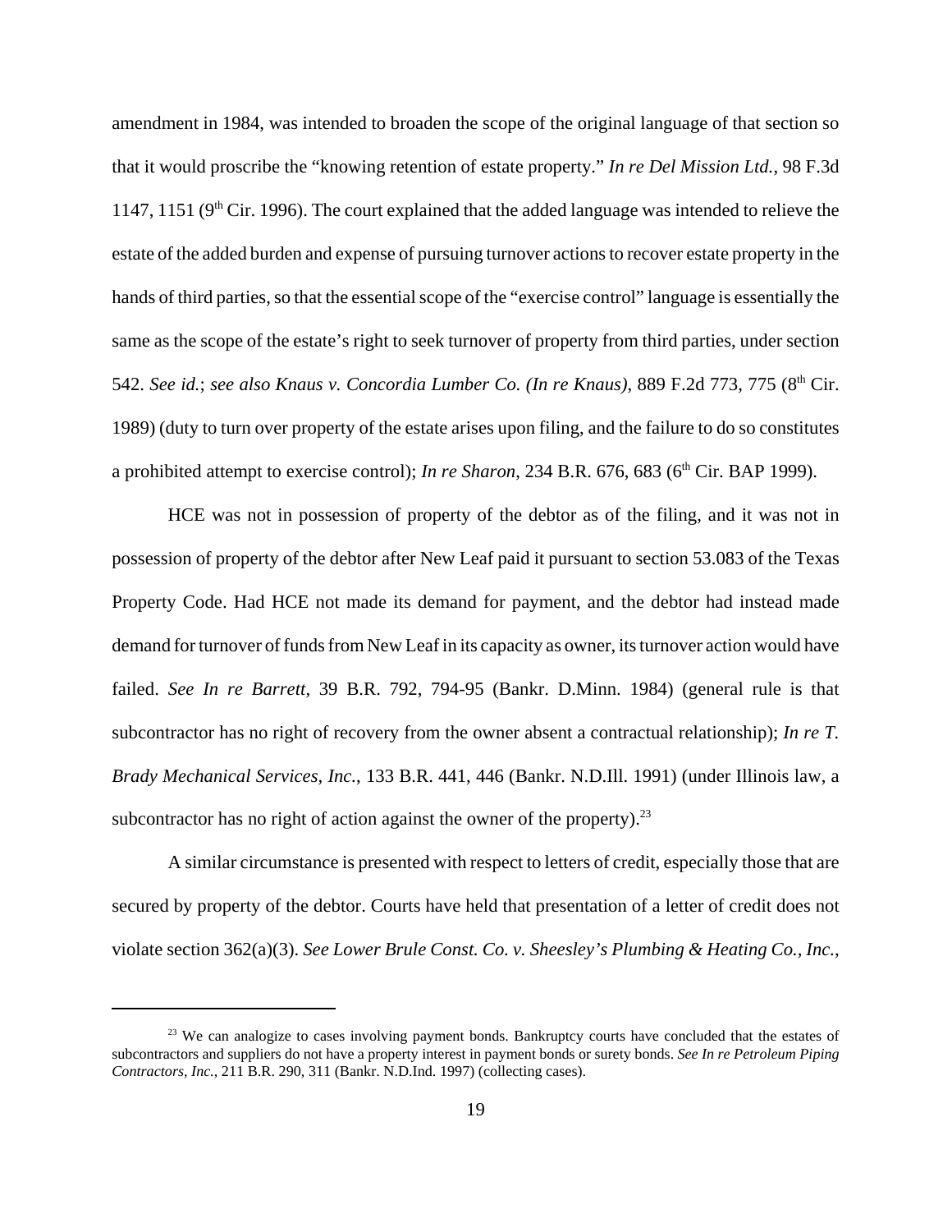amendment in 1984, was intended to broaden the scope of the original language of that section so that it would proscribe the "knowing retention of estate property." *In re Del Mission Ltd.*, 98 F.3d 1147, 1151 (9th Cir. 1996). The court explained that the added language was intended to relieve the estate of the added burden and expense of pursuing turnover actions to recover estate property in the hands of third parties, so that the essential scope of the "exercise control" language is essentially the same as the scope of the estate's right to seek turnover of property from third parties, under section 542. *See id.*; *see also Knaus v. Concordia Lumber Co. (In re Knaus)*, 889 F.2d 773, 775 (8th Cir. 1989) (duty to turn over property of the estate arises upon filing, and the failure to do so constitutes a prohibited attempt to exercise control); *In re Sharon*, 234 B.R. 676, 683 (6th Cir. BAP 1999).

HCE was not in possession of property of the debtor as of the filing, and it was not in possession of property of the debtor after New Leaf paid it pursuant to section 53.083 of the Texas Property Code. Had HCE not made its demand for payment, and the debtor had instead made demand for turnover of funds from New Leaf in its capacity as owner, its turnover action would have failed. *See In re Barrett*, 39 B.R. 792, 794-95 (Bankr. D.Minn. 1984) (general rule is that subcontractor has no right of recovery from the owner absent a contractual relationship); *In re T. Brady Mechanical Services, Inc.*, 133 B.R. 441, 446 (Bankr. N.D.Ill. 1991) (under Illinois law, a subcontractor has no right of action against the owner of the property).[23]

A similar circumstance is presented with respect to letters of credit, especially those that are secured by property of the debtor. Courts have held that presentation of a letter of credit does not violate section 362(a)(3). *See Lower Brule Const. Co. v. Sheesley's Plumbing & Heating Co., Inc.*,

---

[23] We can analogize to cases involving payment bonds. Bankruptcy courts have concluded that the estates of subcontractors and suppliers do not have a property interest in payment bonds or surety bonds. *See In re Petroleum Piping Contractors, Inc.*, 211 B.R. 290, 311 (Bankr. N.D.Ind. 1997) (collecting cases).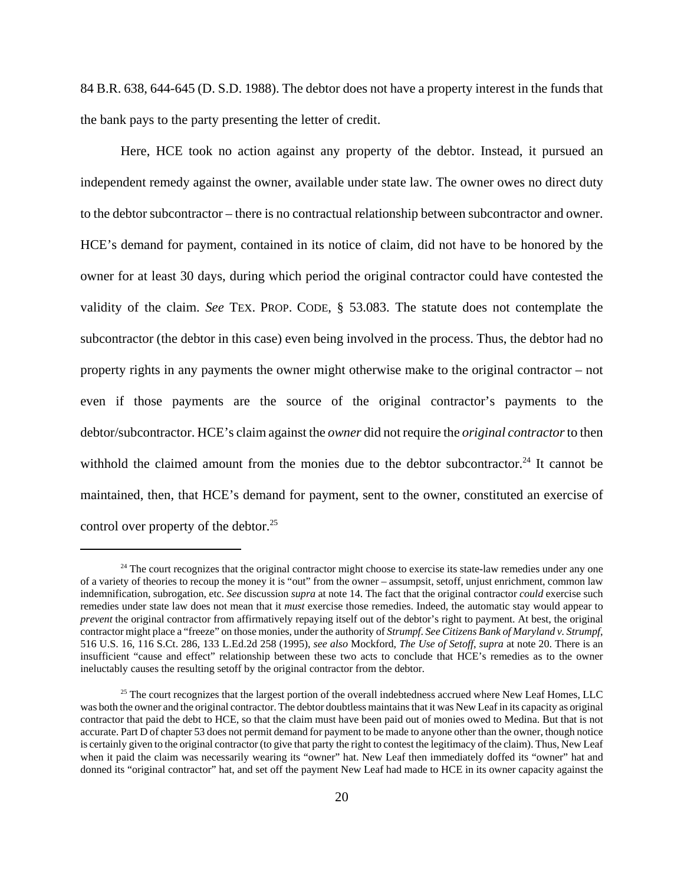84 B.R. 638, 644-645 (D. S.D. 1988). The debtor does not have a property interest in the funds that the bank pays to the party presenting the letter of credit.

Here, HCE took no action against any property of the debtor. Instead, it pursued an independent remedy against the owner, available under state law. The owner owes no direct duty to the debtor subcontractor – there is no contractual relationship between subcontractor and owner. HCE's demand for payment, contained in its notice of claim, did not have to be honored by the owner for at least 30 days, during which period the original contractor could have contested the validity of the claim. *See* TEX. PROP. CODE, § 53.083. The statute does not contemplate the subcontractor (the debtor in this case) even being involved in the process. Thus, the debtor had no property rights in any payments the owner might otherwise make to the original contractor – not even if those payments are the source of the original contractor's payments to the debtor/subcontractor. HCE's claim against the *owner* did not require the *original contractor* to then withhold the claimed amount from the monies due to the debtor subcontractor.[24] It cannot be maintained, then, that HCE's demand for payment, sent to the owner, constituted an exercise of control over property of the debtor.[25]

---

[24] The court recognizes that the original contractor might choose to exercise its state-law remedies under any one of a variety of theories to recoup the money it is "out" from the owner – assumpsit, setoff, unjust enrichment, common law indemnification, subrogation, etc. *See* discussion *supra* at note 14. The fact that the original contractor *could* exercise such remedies under state law does not mean that it *must* exercise those remedies. Indeed, the automatic stay would appear to *prevent* the original contractor from affirmatively repaying itself out of the debtor's right to payment. At best, the original contractor might place a "freeze" on those monies, under the authority of *Strumpf*. *See Citizens Bank of Maryland v. Strumpf*, 516 U.S. 16, 116 S.Ct. 286, 133 L.Ed.2d 258 (1995), *see also* Mockford, *The Use of Setoff*, *supra* at note 20. There is an insufficient "cause and effect" relationship between these two acts to conclude that HCE's remedies as to the owner ineluctably causes the resulting setoff by the original contractor from the debtor.

[25] The court recognizes that the largest portion of the overall indebtedness accrued where New Leaf Homes, LLC was both the owner and the original contractor. The debtor doubtless maintains that it was New Leaf in its capacity as original contractor that paid the debt to HCE, so that the claim must have been paid out of monies owed to Medina. But that is not accurate. Part D of chapter 53 does not permit demand for payment to be made to anyone other than the owner, though notice is certainly given to the original contractor (to give that party the right to contest the legitimacy of the claim). Thus, New Leaf when it paid the claim was necessarily wearing its "owner" hat. New Leaf then immediately doffed its "owner" hat and donned its "original contractor" hat, and set off the payment New Leaf had made to HCE in its owner capacity against the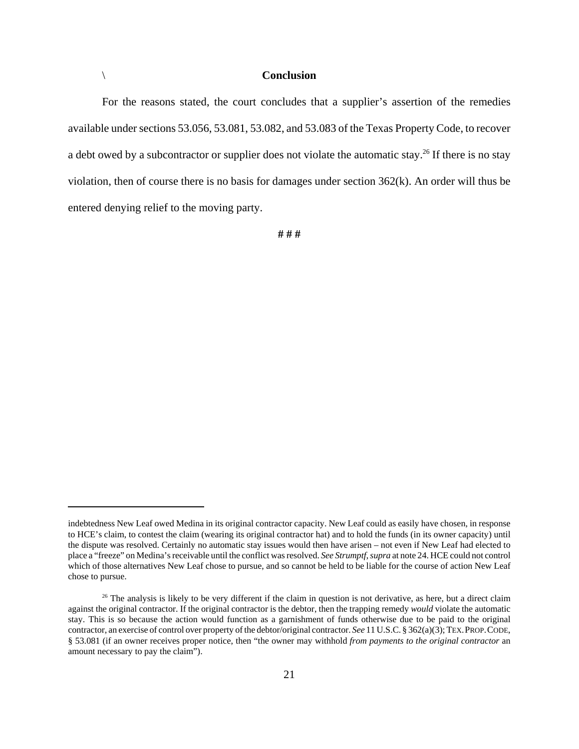\

## Conclusion

For the reasons stated, the court concludes that a supplier's assertion of the remedies available under sections 53.056, 53.081, 53.082, and 53.083 of the Texas Property Code, to recover a debt owed by a subcontractor or supplier does not violate the automatic stay.[26] If there is no stay violation, then of course there is no basis for damages under section 362(k). An order will thus be entered denying relief to the moving party.

# # #

---

indebtedness New Leaf owed Medina in its original contractor capacity. New Leaf could as easily have chosen, in response to HCE's claim, to contest the claim (wearing its original contractor hat) and to hold the funds (in its owner capacity) until the dispute was resolved. Certainly no automatic stay issues would then have arisen – not even if New Leaf had elected to place a "freeze" on Medina's receivable until the conflict was resolved. *See Strumptf*, *supra* at note 24. HCE could not control which of those alternatives New Leaf chose to pursue, and so cannot be held to be liable for the course of action New Leaf chose to pursue.

[26] The analysis is likely to be very different if the claim in question is not derivative, as here, but a direct claim against the original contractor. If the original contractor is the debtor, then the trapping remedy *would* violate the automatic stay. This is so because the action would function as a garnishment of funds otherwise due to be paid to the original contractor, an exercise of control over property of the debtor/original contractor. *See* 11 U.S.C. § 362(a)(3); TEX. PROP. CODE, § 53.081 (if an owner receives proper notice, then "the owner may withhold *from payments to the original contractor* an amount necessary to pay the claim").